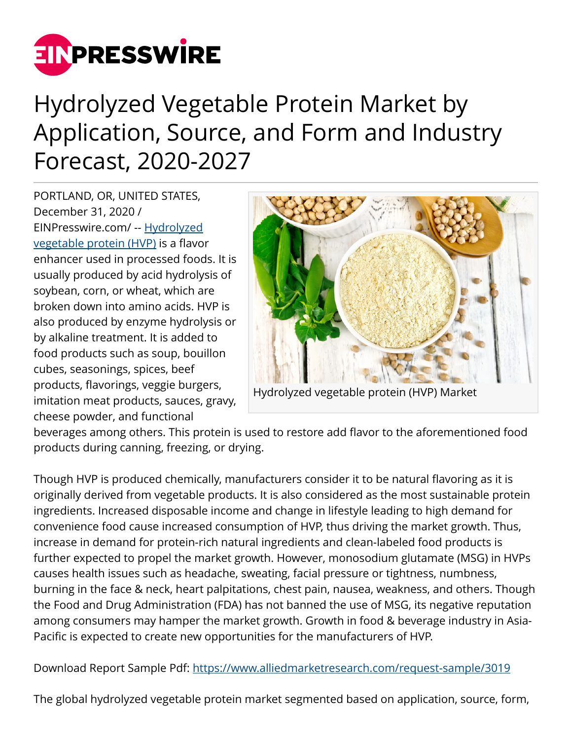# Hydrolyzed Vegetable Protein Market by Application, Source, and Form and Industry Forecast, 2020-2027

PORTLAND, OR, UNITED STATES, December 31, 2020 / EINPresswire.com/ -- Hydrolyzed vegetable protein (HVP) is a flavor enhancer used in processed foods. It is usually produced by acid hydrolysis of soybean, corn, or wheat, which are broken down into amino acids. HVP is also produced by enzyme hydrolysis or by alkaline treatment. It is added to food products such as soup, bouillon cubes, seasonings, spices, beef products, flavorings, veggie burgers, imitation meat products, sauces, gravy, cheese powder, and functional beverages among others. This protein is used to restore add flavor to the aforementioned food products during canning, freezing, or drying.

Hydrolyzed vegetable protein (HVP) Market

Though HVP is produced chemically, manufacturers consider it to be natural flavoring as it is originally derived from vegetable products. It is also considered as the most sustainable protein ingredients. Increased disposable income and change in lifestyle leading to high demand for convenience food cause increased consumption of HVP, thus driving the market growth. Thus, increase in demand for protein-rich natural ingredients and clean-labeled food products is further expected to propel the market growth. However, monosodium glutamate (MSG) in HVPs causes health issues such as headache, sweating, facial pressure or tightness, numbness, burning in the face & neck, heart palpitations, chest pain, nausea, weakness, and others. Though the Food and Drug Administration (FDA) has not banned the use of MSG, its negative reputation among consumers may hamper the market growth. Growth in food & beverage industry in Asia-Pacific is expected to create new opportunities for the manufacturers of HVP.

Download Report Sample Pdf: https://www.alliedmarketresearch.com/request-sample/3019

The global hydrolyzed vegetable protein market segmented based on application, source, form,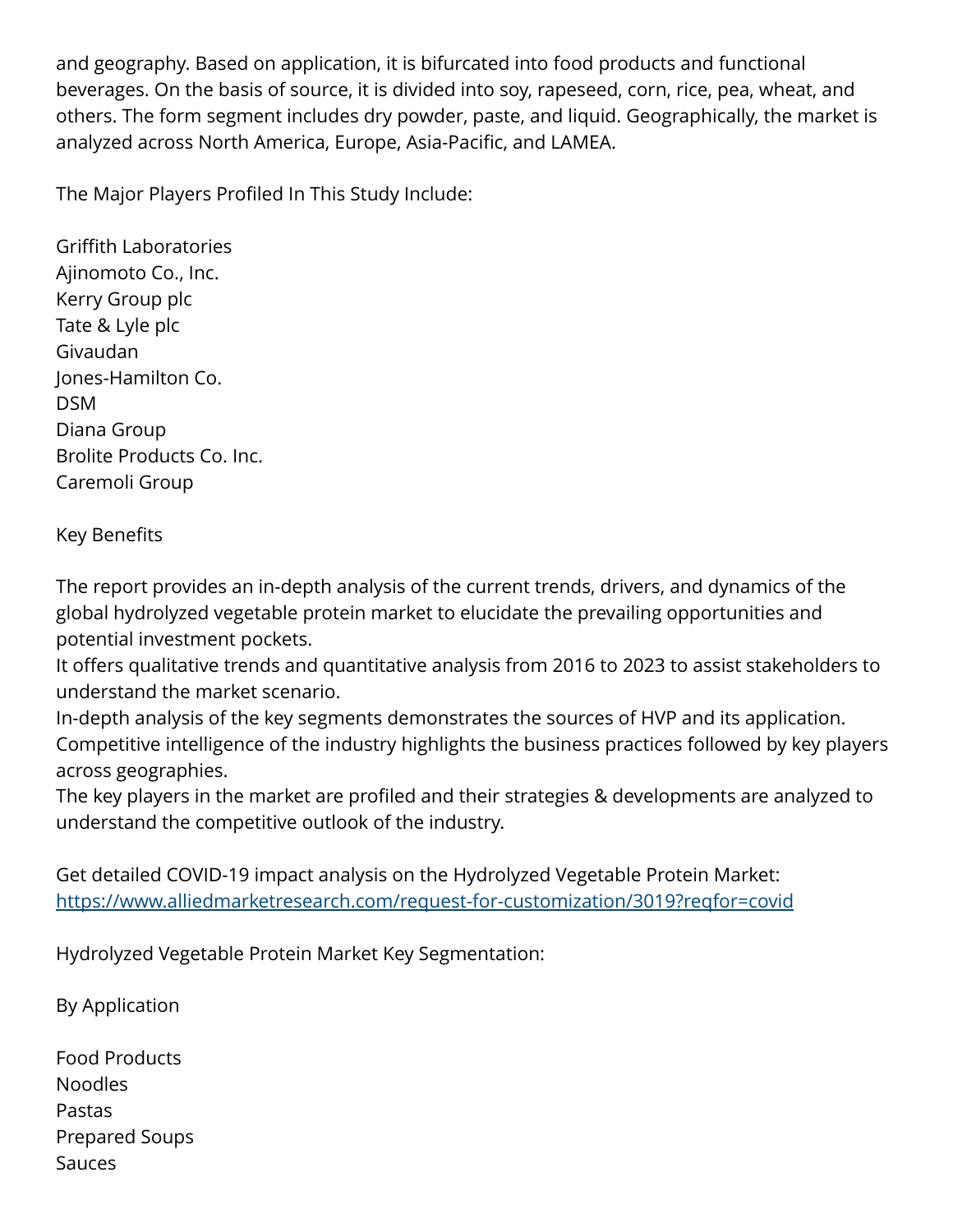and geography. Based on application, it is bifurcated into food products and functional beverages. On the basis of source, it is divided into soy, rapeseed, corn, rice, pea, wheat, and others. The form segment includes dry powder, paste, and liquid. Geographically, the market is analyzed across North America, Europe, Asia-Pacific, and LAMEA.

The Major Players Profiled In This Study Include:

Griffith Laboratories
Ajinomoto Co., Inc.
Kerry Group plc
Tate & Lyle plc
Givaudan
Jones-Hamilton Co.
DSM
Diana Group
Brolite Products Co. Inc.
Caremoli Group

Key Benefits

The report provides an in-depth analysis of the current trends, drivers, and dynamics of the global hydrolyzed vegetable protein market to elucidate the prevailing opportunities and potential investment pockets.
It offers qualitative trends and quantitative analysis from 2016 to 2023 to assist stakeholders to understand the market scenario.
In-depth analysis of the key segments demonstrates the sources of HVP and its application.
Competitive intelligence of the industry highlights the business practices followed by key players across geographies.
The key players in the market are profiled and their strategies & developments are analyzed to understand the competitive outlook of the industry.

Get detailed COVID-19 impact analysis on the Hydrolyzed Vegetable Protein Market:
https://www.alliedmarketresearch.com/request-for-customization/3019?reqfor=covid

Hydrolyzed Vegetable Protein Market Key Segmentation:

By Application

Food Products
Noodles
Pastas
Prepared Soups
Sauces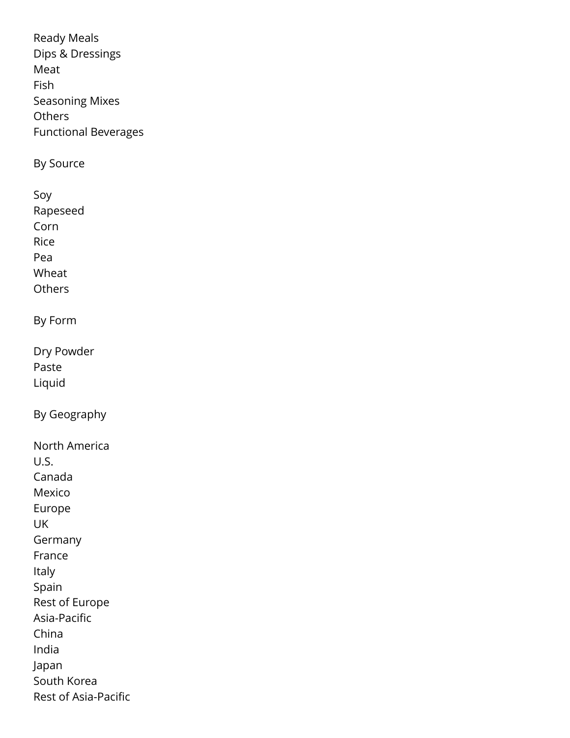Ready Meals
Dips & Dressings
Meat
Fish
Seasoning Mixes
Others
Functional Beverages

By Source

Soy
Rapeseed
Corn
Rice
Pea
Wheat
Others

By Form

Dry Powder
Paste
Liquid

By Geography

North America
U.S.
Canada
Mexico
Europe
UK
Germany
France
Italy
Spain
Rest of Europe
Asia-Pacific
China
India
Japan
South Korea
Rest of Asia-Pacific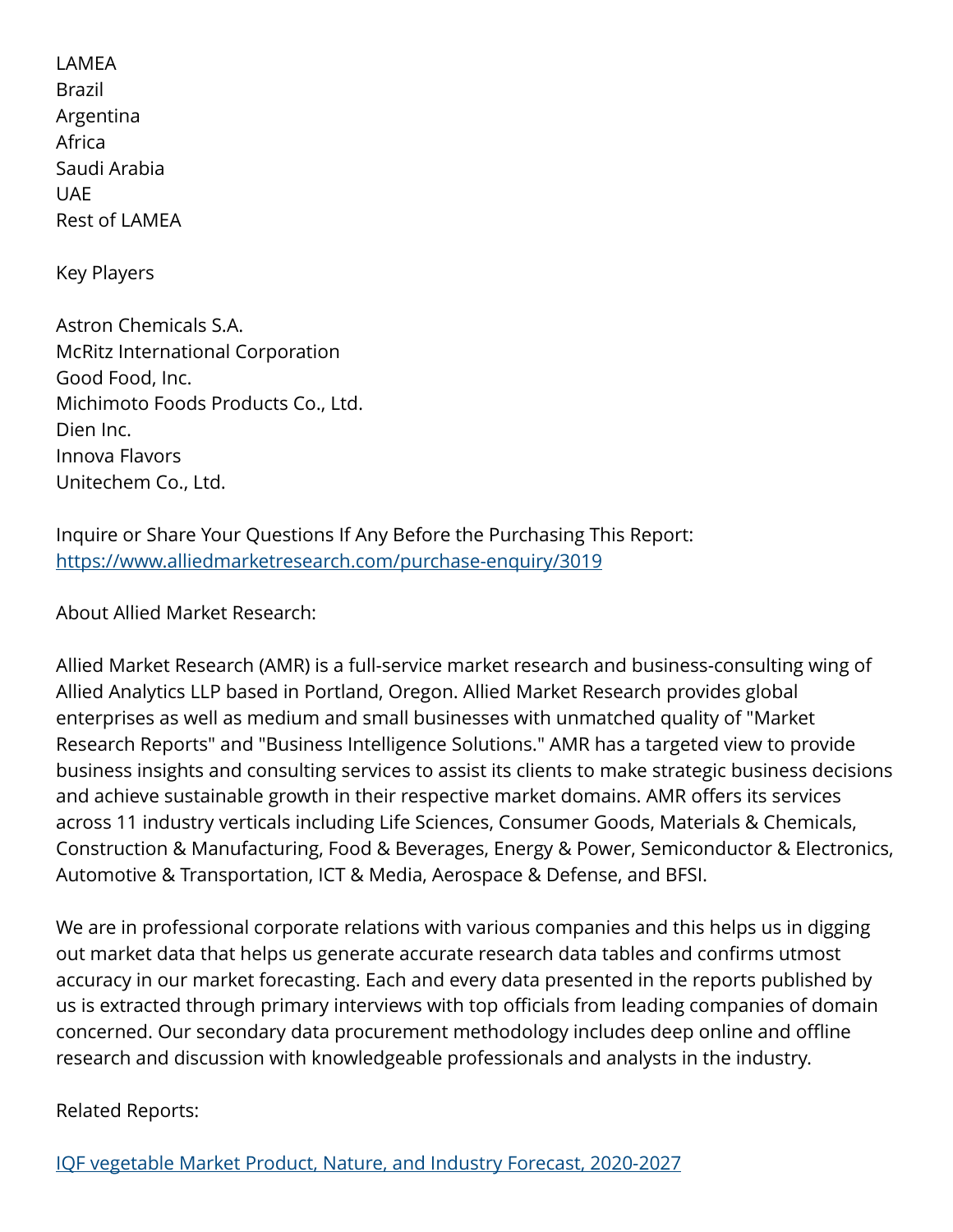LAMEA
Brazil
Argentina
Africa
Saudi Arabia
UAE
Rest of LAMEA

Key Players

Astron Chemicals S.A.
McRitz International Corporation
Good Food, Inc.
Michimoto Foods Products Co., Ltd.
Dien Inc.
Innova Flavors
Unitechem Co., Ltd.

Inquire or Share Your Questions If Any Before the Purchasing This Report:
[https://www.alliedmarketresearch.com/purchase-enquiry/3019](https://www.alliedmarketresearch.com/purchase-enquiry/3019)

About Allied Market Research:

Allied Market Research (AMR) is a full-service market research and business-consulting wing of Allied Analytics LLP based in Portland, Oregon. Allied Market Research provides global enterprises as well as medium and small businesses with unmatched quality of "Market Research Reports" and "Business Intelligence Solutions." AMR has a targeted view to provide business insights and consulting services to assist its clients to make strategic business decisions and achieve sustainable growth in their respective market domains. AMR offers its services across 11 industry verticals including Life Sciences, Consumer Goods, Materials & Chemicals, Construction & Manufacturing, Food & Beverages, Energy & Power, Semiconductor & Electronics, Automotive & Transportation, ICT & Media, Aerospace & Defense, and BFSI.

We are in professional corporate relations with various companies and this helps us in digging out market data that helps us generate accurate research data tables and confirms utmost accuracy in our market forecasting. Each and every data presented in the reports published by us is extracted through primary interviews with top officials from leading companies of domain concerned. Our secondary data procurement methodology includes deep online and offline research and discussion with knowledgeable professionals and analysts in the industry.

Related Reports:

[IQF vegetable Market Product, Nature, and Industry Forecast, 2020-2027]()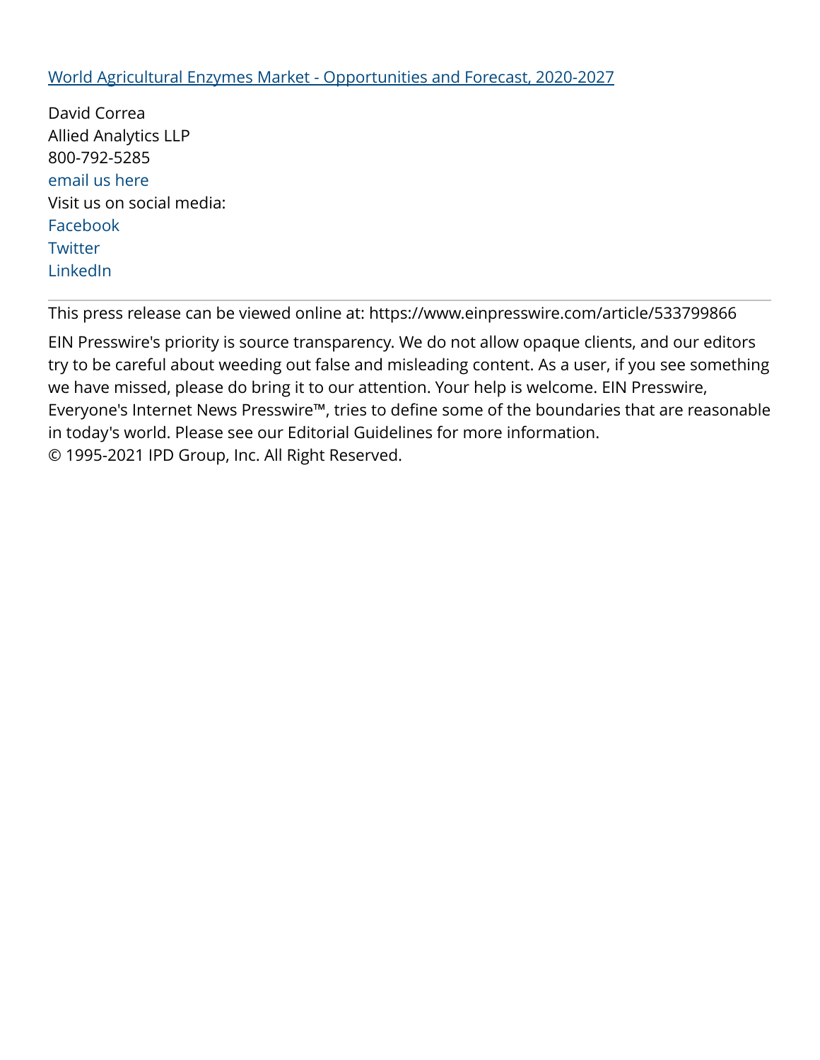World Agricultural Enzymes Market - Opportunities and Forecast, 2020-2027

David Correa
Allied Analytics LLP
800-792-5285
email us here
Visit us on social media:
Facebook
Twitter
LinkedIn

---

This press release can be viewed online at: https://www.einpresswire.com/article/533799866

EIN Presswire's priority is source transparency. We do not allow opaque clients, and our editors try to be careful about weeding out false and misleading content. As a user, if you see something we have missed, please do bring it to our attention. Your help is welcome. EIN Presswire, Everyone's Internet News Presswire™, tries to define some of the boundaries that are reasonable in today's world. Please see our Editorial Guidelines for more information.
© 1995-2021 IPD Group, Inc. All Right Reserved.